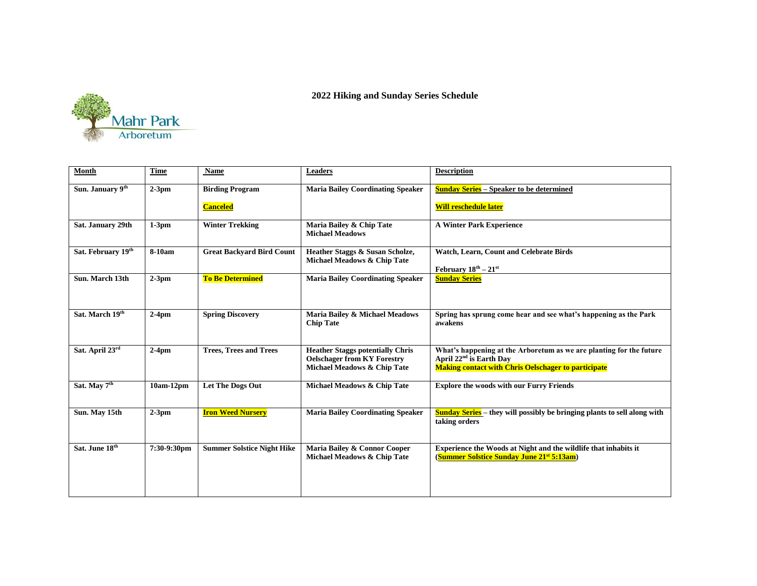Mahr Park Arboretum

## 2022 Hiking and Sunday Series Schedule

| Month | Time | Name | Leaders | Description |
|---|---|---|---|---|
| Sun. January 9th | 2-3pm | Birding Program<br><br>Canceled | Maria Bailey Coordinating Speaker | Sunday Series – Speaker to be determined<br><br>Will reschedule later |
| Sat. January 29th | 1-3pm | Winter Trekking | Maria Bailey & Chip Tate<br>Michael Meadows | A Winter Park Experience |
| Sat. February 19th | 8-10am | Great Backyard Bird Count | Heather Staggs & Susan Scholze, Michael Meadows & Chip Tate | Watch, Learn, Count and Celebrate Birds<br><br>February 18th – 21st |
| Sun. March 13th | 2-3pm | To Be Determined | Maria Bailey Coordinating Speaker | Sunday Series |
| Sat. March 19th | 2-4pm | Spring Discovery | Maria Bailey & Michael Meadows<br>Chip Tate | Spring has sprung come hear and see what's happening as the Park awakens |
| Sat. April 23rd | 2-4pm | Trees, Trees and Trees | Heather Staggs potentially Chris Oelschager from KY Forestry<br>Michael Meadows & Chip Tate | What's happening at the Arboretum as we are planting for the future<br>April 22nd is Earth Day<br>Making contact with Chris Oelschager to participate |
| Sat. May 7th | 10am-12pm | Let The Dogs Out | Michael Meadows & Chip Tate | Explore the woods with our Furry Friends |
| Sun. May 15th | 2-3pm | Iron Weed Nursery | Maria Bailey Coordinating Speaker | Sunday Series – they will possibly be bringing plants to sell along with taking orders |
| Sat. June 18th | 7:30-9:30pm | Summer Solstice Night Hike | Maria Bailey & Connor Cooper<br>Michael Meadows & Chip Tate | Experience the Woods at Night and the wildlife that inhabits it<br>(Summer Solstice Sunday June 21st 5:13am) |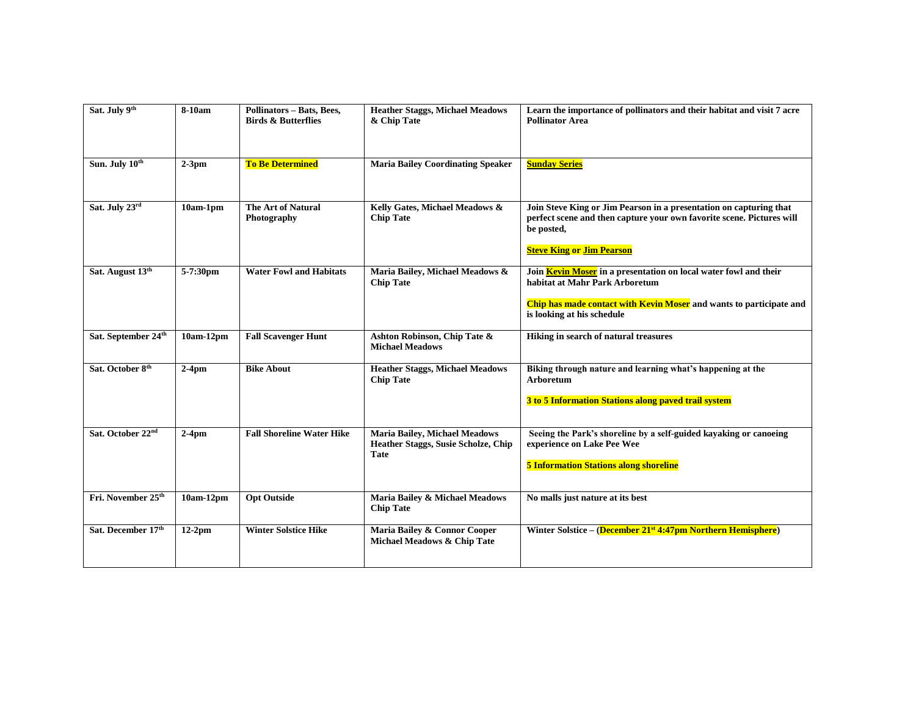| | | | | |
|---|---|---|---|---|
| **Sat. July 9th** | **8-10am** | **Pollinators – Bats, Bees, Birds & Butterflies** | **Heather Staggs, Michael Meadows & Chip Tate** | **Learn the importance of pollinators and their habitat and visit 7 acre Pollinator Area** |
| **Sun. July 10th** | **2-3pm** | **To Be Determined** | **Maria Bailey Coordinating Speaker** | **Sunday Series** |
| **Sat. July 23rd** | **10am-1pm** | **The Art of Natural Photography** | **Kelly Gates, Michael Meadows & Chip Tate** | **Join Steve King or Jim Pearson in a presentation on capturing that perfect scene and then capture your own favorite scene. Pictures will be posted,**<br><br>**Steve King or Jim Pearson** |
| **Sat. August 13th** | **5-7:30pm** | **Water Fowl and Habitats** | **Maria Bailey, Michael Meadows & Chip Tate** | **Join Kevin Moser in a presentation on local water fowl and their habitat at Mahr Park Arboretum**<br><br>**Chip has made contact with Kevin Moser and wants to participate and is looking at his schedule** |
| **Sat. September 24th** | **10am-12pm** | **Fall Scavenger Hunt** | **Ashton Robinson, Chip Tate & Michael Meadows** | **Hiking in search of natural treasures** |
| **Sat. October 8th** | **2-4pm** | **Bike About** | **Heather Staggs, Michael Meadows Chip Tate** | **Biking through nature and learning what's happening at the Arboretum**<br><br>**3 to 5 Information Stations along paved trail system** |
| **Sat. October 22nd** | **2-4pm** | **Fall Shoreline Water Hike** | **Maria Bailey, Michael Meadows Heather Staggs, Susie Scholze, Chip Tate** | **Seeing the Park's shoreline by a self-guided kayaking or canoeing experience on Lake Pee Wee**<br><br>**5 Information Stations along shoreline** |
| **Fri. November 25th** | **10am-12pm** | **Opt Outside** | **Maria Bailey & Michael Meadows Chip Tate** | **No malls just nature at its best** |
| **Sat. December 17th** | **12-2pm** | **Winter Solstice Hike** | **Maria Bailey & Connor Cooper Michael Meadows & Chip Tate** | **Winter Solstice – (December 21st 4:47pm Northern Hemisphere)** |